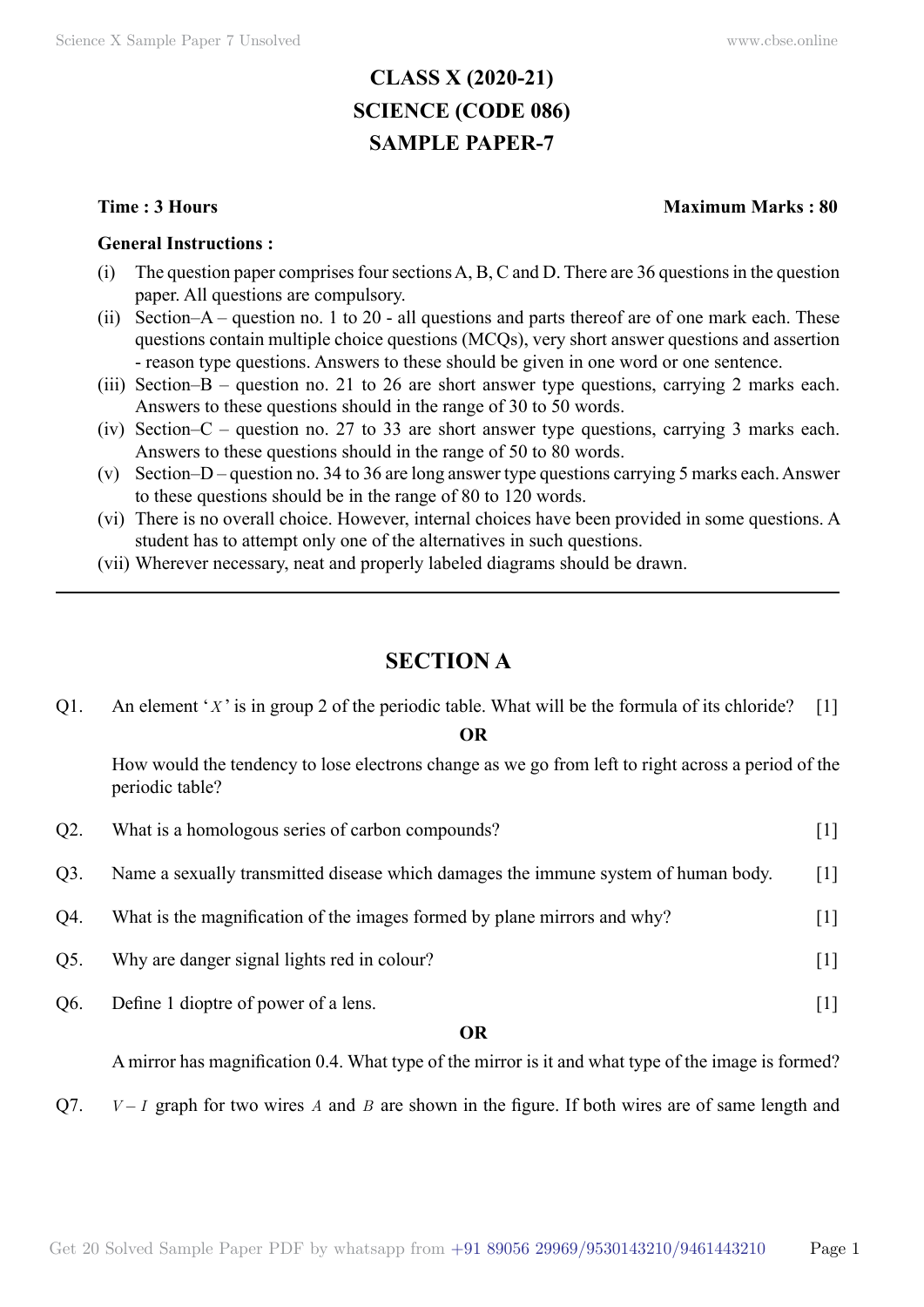# CLASS X (2020-21)
# SCIENCE (CODE 086)
# SAMPLE PAPER-7

**Time : 3 Hours** **Maximum Marks : 80**

**General Instructions :**

(i) The question paper comprises four sections A, B, C and D. There are 36 questions in the question paper. All questions are compulsory.

(ii) Section–A – question no. 1 to 20 - all questions and parts thereof are of one mark each. These questions contain multiple choice questions (MCQs), very short answer questions and assertion - reason type questions. Answers to these should be given in one word or one sentence.

(iii) Section–B – question no. 21 to 26 are short answer type questions, carrying 2 marks each. Answers to these questions should in the range of 30 to 50 words.

(iv) Section–C – question no. 27 to 33 are short answer type questions, carrying 3 marks each. Answers to these questions should in the range of 50 to 80 words.

(v) Section–D – question no. 34 to 36 are long answer type questions carrying 5 marks each. Answer to these questions should be in the range of 80 to 120 words.

(vi) There is no overall choice. However, internal choices have been provided in some questions. A student has to attempt only one of the alternatives in such questions.

(vii) Wherever necessary, neat and properly labeled diagrams should be drawn.

---

## SECTION A

Q1. An element '$X$' is in group 2 of the periodic table. What will be the formula of its chloride? [1]

**OR**

How would the tendency to lose electrons change as we go from left to right across a period of the periodic table?

Q2. What is a homologous series of carbon compounds? [1]

Q3. Name a sexually transmitted disease which damages the immune system of human body. [1]

Q4. What is the magnification of the images formed by plane mirrors and why? [1]

Q5. Why are danger signal lights red in colour? [1]

Q6. Define 1 dioptre of power of a lens. [1]

**OR**

A mirror has magnification 0.4. What type of the mirror is it and what type of the image is formed?

Q7. $V - I$ graph for two wires $A$ and $B$ are shown in the figure. If both wires are of same length and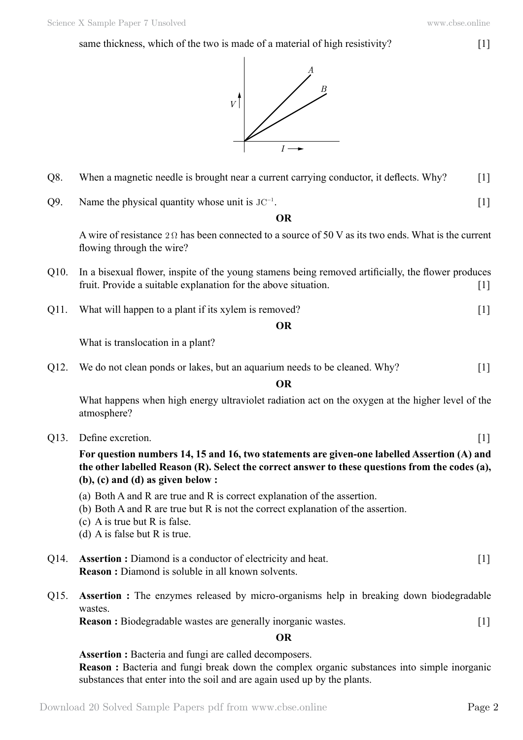same thickness, which of the two is made of a material of high resistivity? [1]

Q8. When a magnetic needle is brought near a current carrying conductor, it deflects. Why? [1]

Q9. Name the physical quantity whose unit is $JC^{-1}$. [1]

**OR**

A wire of resistance $2\,\Omega$ has been connected to a source of 50 V as its two ends. What is the current flowing through the wire?

Q10. In a bisexual flower, inspite of the young stamens being removed artificially, the flower produces fruit. Provide a suitable explanation for the above situation. [1]

Q11. What will happen to a plant if its xylem is removed? [1]

**OR**

What is translocation in a plant?

Q12. We do not clean ponds or lakes, but an aquarium needs to be cleaned. Why? [1]

**OR**

What happens when high energy ultraviolet radiation act on the oxygen at the higher level of the atmosphere?

Q13. Define excretion. [1]

**For question numbers 14, 15 and 16, two statements are given-one labelled Assertion (A) and the other labelled Reason (R). Select the correct answer to these questions from the codes (a), (b), (c) and (d) as given below :**

(a) Both A and R are true and R is correct explanation of the assertion.
(b) Both A and R are true but R is not the correct explanation of the assertion.
(c) A is true but R is false.
(d) A is false but R is true.

Q14. **Assertion :** Diamond is a conductor of electricity and heat. [1]
**Reason :** Diamond is soluble in all known solvents.

Q15. **Assertion :** The enzymes released by micro-organisms help in breaking down biodegradable wastes.
**Reason :** Biodegradable wastes are generally inorganic wastes. [1]

**OR**

**Assertion :** Bacteria and fungi are called decomposers.
**Reason :** Bacteria and fungi break down the complex organic substances into simple inorganic substances that enter into the soil and are again used up by the plants.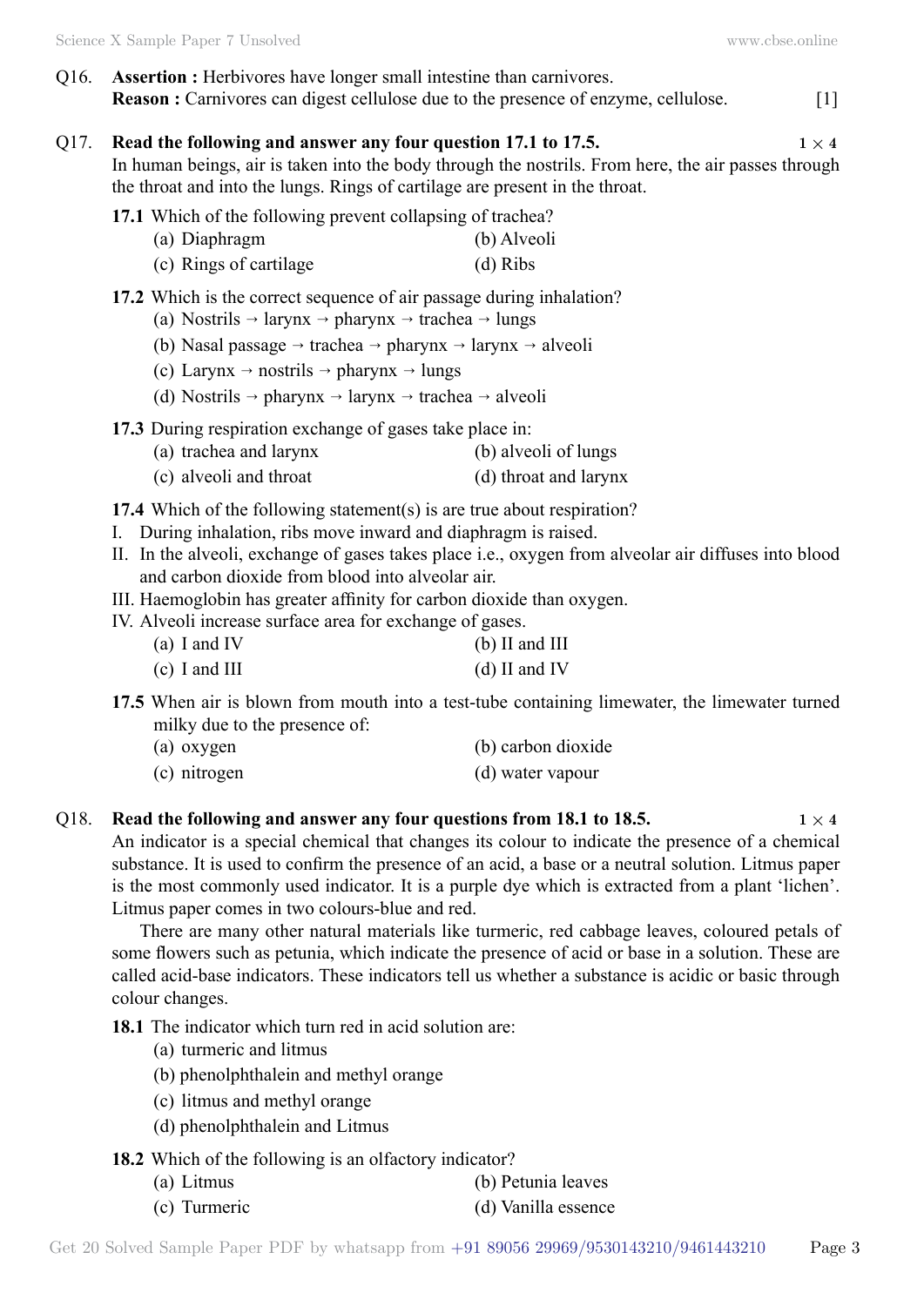Q16. **Assertion :** Herbivores have longer small intestine than carnivores.
**Reason :** Carnivores can digest cellulose due to the presence of enzyme, cellulose. [1]

Q17. **Read the following and answer any four question 17.1 to 17.5.** $1 \times 4$

In human beings, air is taken into the body through the nostrils. From here, the air passes through the throat and into the lungs. Rings of cartilage are present in the throat.

**17.1** Which of the following prevent collapsing of trachea?

(a) Diaphragm
(b) Alveoli
(c) Rings of cartilage
(d) Ribs

**17.2** Which is the correct sequence of air passage during inhalation?

(a) Nostrils → larynx → pharynx → trachea → lungs
(b) Nasal passage → trachea → pharynx → larynx → alveoli
(c) Larynx → nostrils → pharynx → lungs
(d) Nostrils → pharynx → larynx → trachea → alveoli

**17.3** During respiration exchange of gases take place in:

(a) trachea and larynx
(b) alveoli of lungs
(c) alveoli and throat
(d) throat and larynx

**17.4** Which of the following statement(s) is are true about respiration?

I. During inhalation, ribs move inward and diaphragm is raised.
II. In the alveoli, exchange of gases takes place i.e., oxygen from alveolar air diffuses into blood and carbon dioxide from blood into alveolar air.
III. Haemoglobin has greater affinity for carbon dioxide than oxygen.
IV. Alveoli increase surface area for exchange of gases.

(a) I and IV
(b) II and III
(c) I and III
(d) II and IV

**17.5** When air is blown from mouth into a test-tube containing limewater, the limewater turned milky due to the presence of:

(a) oxygen
(b) carbon dioxide
(c) nitrogen
(d) water vapour

Q18. **Read the following and answer any four questions from 18.1 to 18.5.** $1 \times 4$

An indicator is a special chemical that changes its colour to indicate the presence of a chemical substance. It is used to confirm the presence of an acid, a base or a neutral solution. Litmus paper is the most commonly used indicator. It is a purple dye which is extracted from a plant 'lichen'. Litmus paper comes in two colours-blue and red.

There are many other natural materials like turmeric, red cabbage leaves, coloured petals of some flowers such as petunia, which indicate the presence of acid or base in a solution. These are called acid-base indicators. These indicators tell us whether a substance is acidic or basic through colour changes.

**18.1** The indicator which turn red in acid solution are:

(a) turmeric and litmus
(b) phenolphthalein and methyl orange
(c) litmus and methyl orange
(d) phenolphthalein and Litmus

**18.2** Which of the following is an olfactory indicator?

(a) Litmus
(b) Petunia leaves
(c) Turmeric
(d) Vanilla essence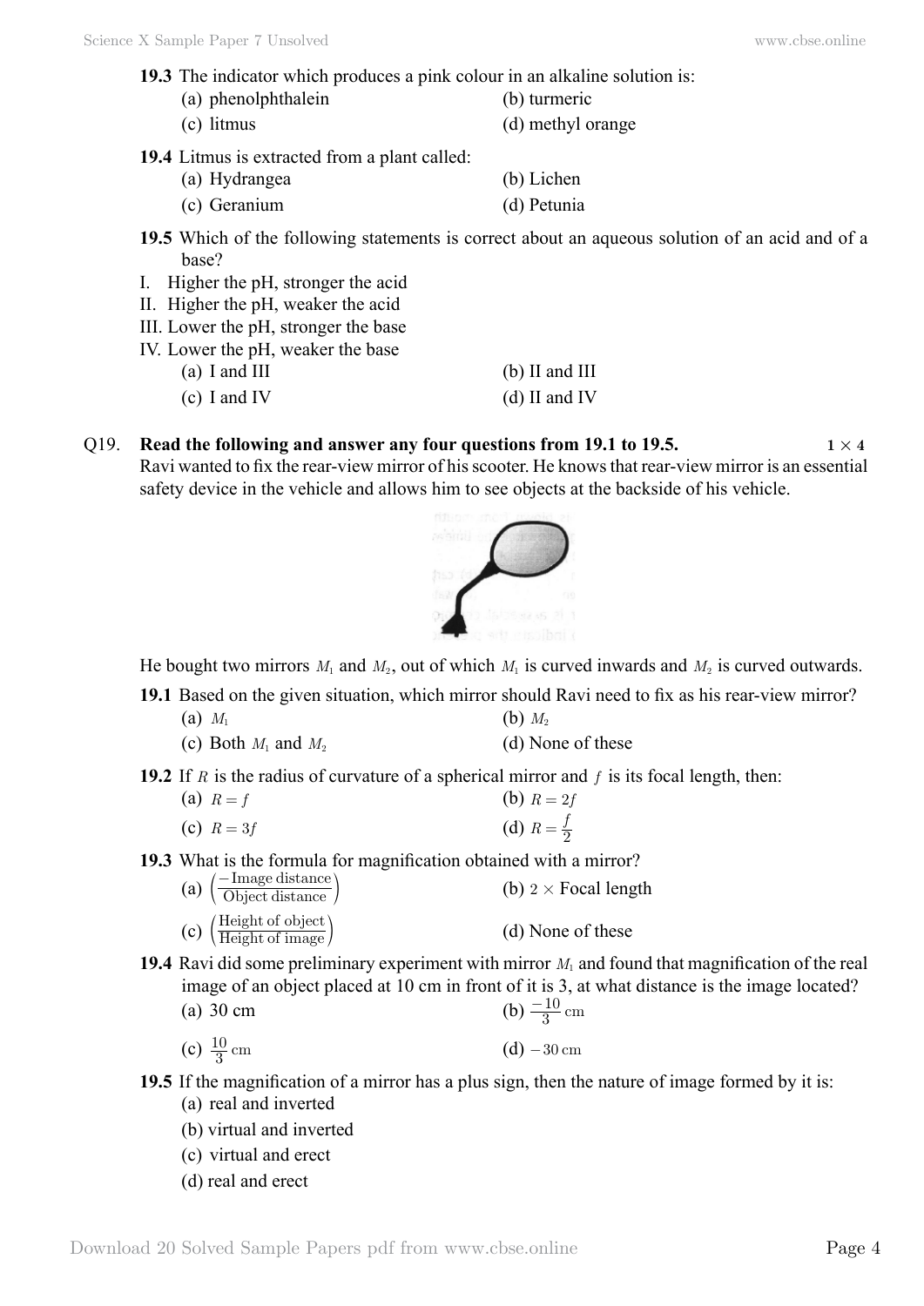**19.3** The indicator which produces a pink colour in an alkaline solution is:

(a) phenolphthalein (b) turmeric

(c) litmus (d) methyl orange

**19.4** Litmus is extracted from a plant called:

(a) Hydrangea (b) Lichen

(c) Geranium (d) Petunia

**19.5** Which of the following statements is correct about an aqueous solution of an acid and of a base?

I. Higher the pH, stronger the acid

II. Higher the pH, weaker the acid

III. Lower the pH, stronger the base

IV. Lower the pH, weaker the base

(a) I and III (b) II and III

(c) I and IV (d) II and IV

Q19. **Read the following and answer any four questions from 19.1 to 19.5.** **$1 \times 4$**

Ravi wanted to fix the rear-view mirror of his scooter. He knows that rear-view mirror is an essential safety device in the vehicle and allows him to see objects at the backside of his vehicle.

He bought two mirrors $M_1$ and $M_2$, out of which $M_1$ is curved inwards and $M_2$ is curved outwards.

**19.1** Based on the given situation, which mirror should Ravi need to fix as his rear-view mirror?

(a) $M_1$ (b) $M_2$

(c) Both $M_1$ and $M_2$ (d) None of these

**19.2** If $R$ is the radius of curvature of a spherical mirror and $f$ is its focal length, then:

(a) $R = f$ (b) $R = 2f$

(c) $R = 3f$ (d) $R = \frac{f}{2}$

**19.3** What is the formula for magnification obtained with a mirror?

(a) $\left(\frac{-\text{Image distance}}{\text{Object distance}}\right)$ (b) $2 \times$ Focal length

(c) $\left(\frac{\text{Height of object}}{\text{Height of image}}\right)$ (d) None of these

**19.4** Ravi did some preliminary experiment with mirror $M_1$ and found that magnification of the real image of an object placed at 10 cm in front of it is 3, at what distance is the image located?

(a) 30 cm (b) $\frac{-10}{3}$ cm

(c) $\frac{10}{3}$ cm (d) $-30$ cm

**19.5** If the magnification of a mirror has a plus sign, then the nature of image formed by it is:

(a) real and inverted

(b) virtual and inverted

(c) virtual and erect

(d) real and erect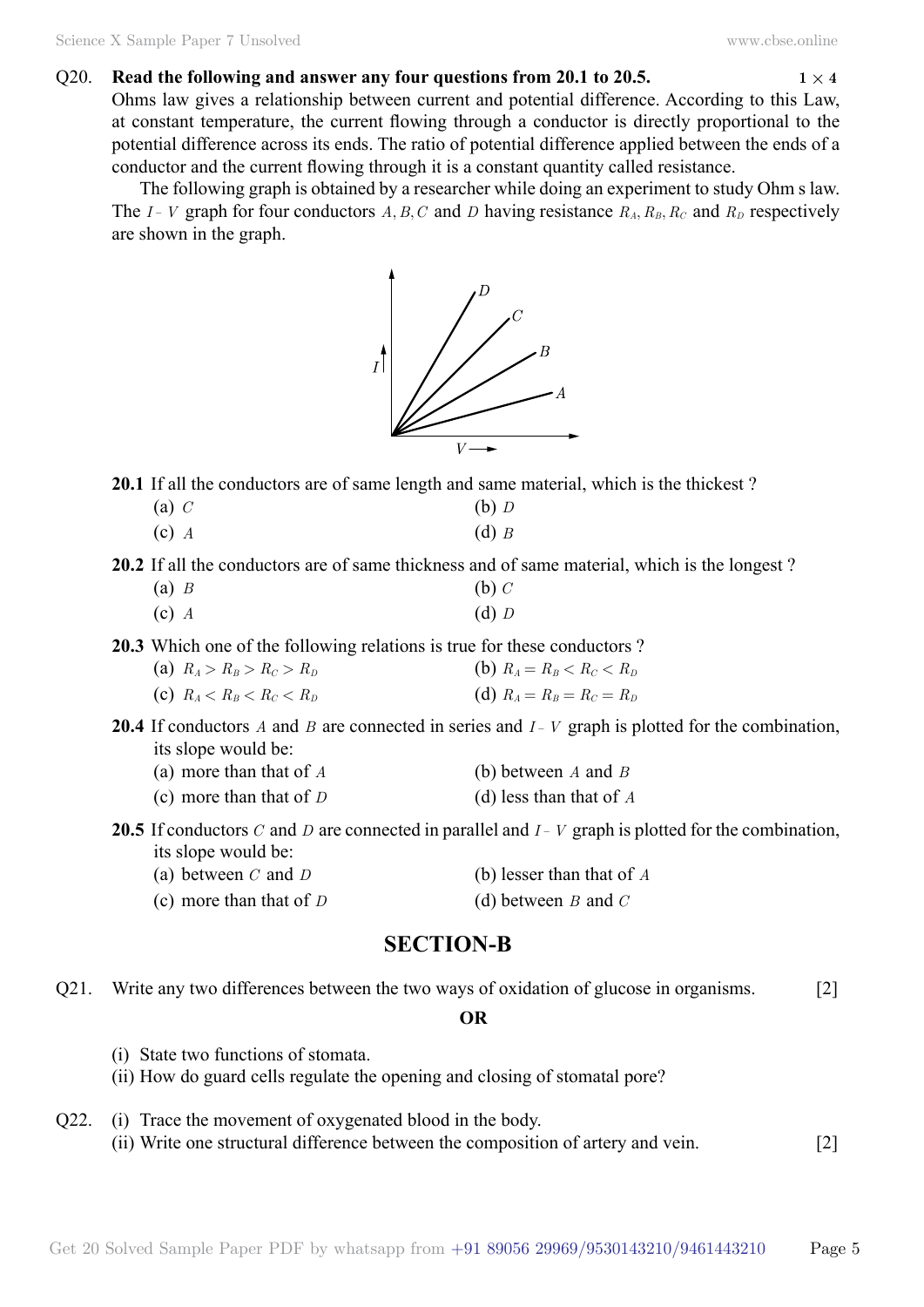Q20. **Read the following and answer any four questions from 20.1 to 20.5.** **1 × 4**

Ohms law gives a relationship between current and potential difference. According to this Law, at constant temperature, the current flowing through a conductor is directly proportional to the potential difference across its ends. The ratio of potential difference applied between the ends of a conductor and the current flowing through it is a constant quantity called resistance.

The following graph is obtained by a researcher while doing an experiment to study Ohm s law. The $I - V$ graph for four conductors $A, B, C$ and $D$ having resistance $R_A, R_B, R_C$ and $R_D$ respectively are shown in the graph.

**20.1** If all the conductors are of same length and same material, which is the thickest ?

(a) $C$ (b) $D$

(c) $A$ (d) $B$

**20.2** If all the conductors are of same thickness and of same material, which is the longest ?

(a) $B$ (b) $C$

(c) $A$ (d) $D$

**20.3** Which one of the following relations is true for these conductors ?

(a) $R_A > R_B > R_C > R_D$ (b) $R_A = R_B < R_C < R_D$

(c) $R_A < R_B < R_C < R_D$ (d) $R_A = R_B = R_C = R_D$

**20.4** If conductors $A$ and $B$ are connected in series and $I - V$ graph is plotted for the combination, its slope would be:

(a) more than that of $A$ (b) between $A$ and $B$

(c) more than that of $D$ (d) less than that of $A$

**20.5** If conductors $C$ and $D$ are connected in parallel and $I - V$ graph is plotted for the combination, its slope would be:

(a) between $C$ and $D$ (b) lesser than that of $A$

(c) more than that of $D$ (d) between $B$ and $C$

## SECTION-B

Q21. Write any two differences between the two ways of oxidation of glucose in organisms. [2]

**OR**

(i) State two functions of stomata.

(ii) How do guard cells regulate the opening and closing of stomatal pore?

Q22. (i) Trace the movement of oxygenated blood in the body.

(ii) Write one structural difference between the composition of artery and vein. [2]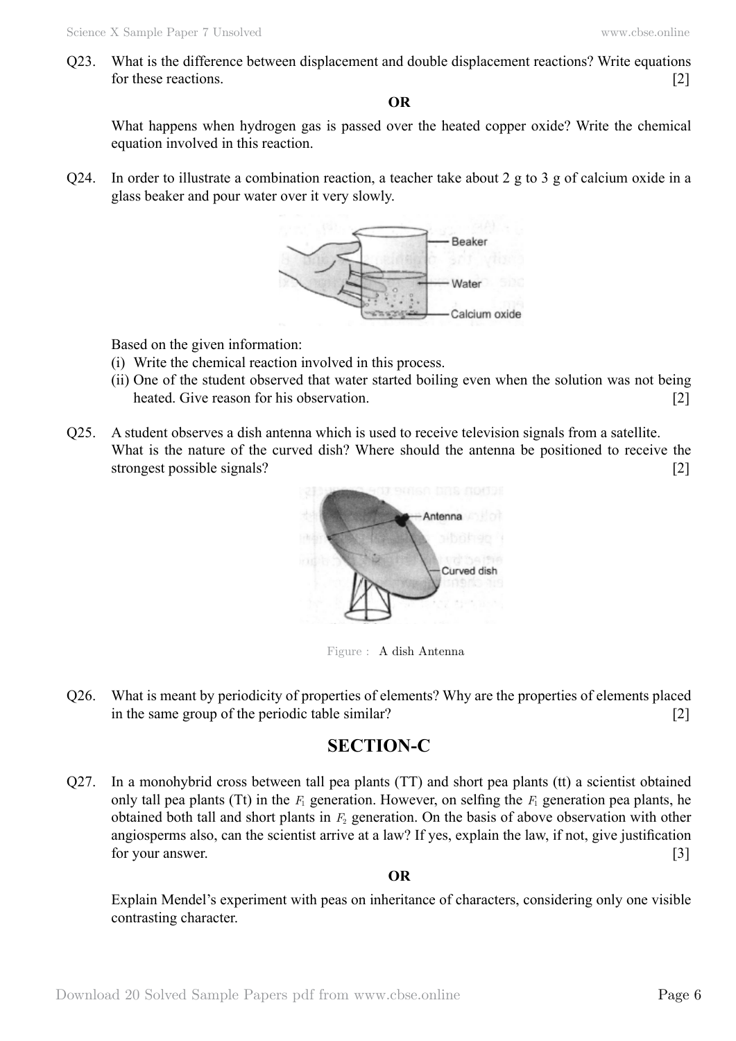Q23. What is the difference between displacement and double displacement reactions? Write equations for these reactions. [2]

**OR**

What happens when hydrogen gas is passed over the heated copper oxide? Write the chemical equation involved in this reaction.

Q24. In order to illustrate a combination reaction, a teacher take about 2 g to 3 g of calcium oxide in a glass beaker and pour water over it very slowly.

Based on the given information:

(i) Write the chemical reaction involved in this process.

(ii) One of the student observed that water started boiling even when the solution was not being heated. Give reason for his observation. [2]

Q25. A student observes a dish antenna which is used to receive television signals from a satellite. What is the nature of the curved dish? Where should the antenna be positioned to receive the strongest possible signals? [2]

Figure : A dish Antenna

Q26. What is meant by periodicity of properties of elements? Why are the properties of elements placed in the same group of the periodic table similar? [2]

## SECTION-C

Q27. In a monohybrid cross between tall pea plants (TT) and short pea plants (tt) a scientist obtained only tall pea plants (Tt) in the $F_1$ generation. However, on selfing the $F_1$ generation pea plants, he obtained both tall and short plants in $F_2$ generation. On the basis of above observation with other angiosperms also, can the scientist arrive at a law? If yes, explain the law, if not, give justification for your answer. [3]

**OR**

Explain Mendel's experiment with peas on inheritance of characters, considering only one visible contrasting character.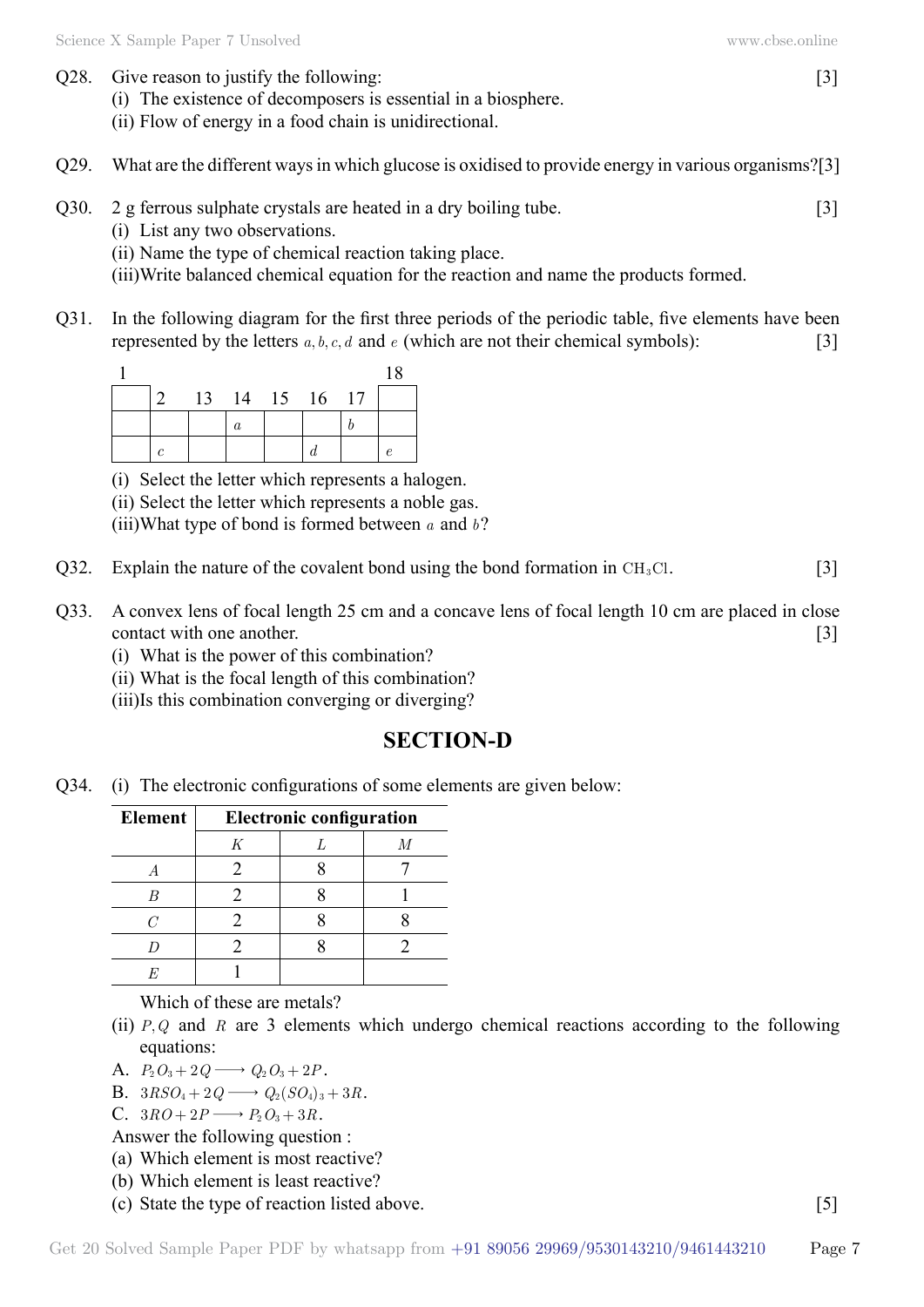Q28. Give reason to justify the following: [3]

(i) The existence of decomposers is essential in a biosphere.

(ii) Flow of energy in a food chain is unidirectional.

Q29. What are the different ways in which glucose is oxidised to provide energy in various organisms? [3]

Q30. 2 g ferrous sulphate crystals are heated in a dry boiling tube. [3]

(i) List any two observations.

(ii) Name the type of chemical reaction taking place.

(iii) Write balanced chemical equation for the reaction and name the products formed.

Q31. In the following diagram for the first three periods of the periodic table, five elements have been represented by the letters $a, b, c, d$ and $e$ (which are not their chemical symbols): [3]

| 1 | | | | | | | 18 |
|---|---|---|---|---|---|---|---|
| | 2 | 13 | 14 | 15 | 16 | 17 | |
| | | | $a$ | | | $b$ | |
| | $c$ | | | | $d$ | | $e$ |

(i) Select the letter which represents a halogen.

(ii) Select the letter which represents a noble gas.

(iii) What type of bond is formed between $a$ and $b$?

Q32. Explain the nature of the covalent bond using the bond formation in $CH_3Cl$. [3]

Q33. A convex lens of focal length 25 cm and a concave lens of focal length 10 cm are placed in close contact with one another. [3]

(i) What is the power of this combination?

(ii) What is the focal length of this combination?

(iii) Is this combination converging or diverging?

## SECTION-D

Q34. (i) The electronic configurations of some elements are given below:

| Element | Electronic configuration | | |
|---|---|---|---|
| | $K$ | $L$ | $M$ |
| $A$ | 2 | 8 | 7 |
| $B$ | 2 | 8 | 1 |
| $C$ | 2 | 8 | 8 |
| $D$ | 2 | 8 | 2 |
| $E$ | 1 | | |

Which of these are metals?

(ii) $P, Q$ and $R$ are 3 elements which undergo chemical reactions according to the following equations:

A. $P_2O_3 + 2Q \longrightarrow Q_2O_3 + 2P$.

B. $3RSO_4 + 2Q \longrightarrow Q_2(SO_4)_3 + 3R$.

C. $3RO + 2P \longrightarrow P_2O_3 + 3R$.

Answer the following question :

(a) Which element is most reactive?

(b) Which element is least reactive?

(c) State the type of reaction listed above. [5]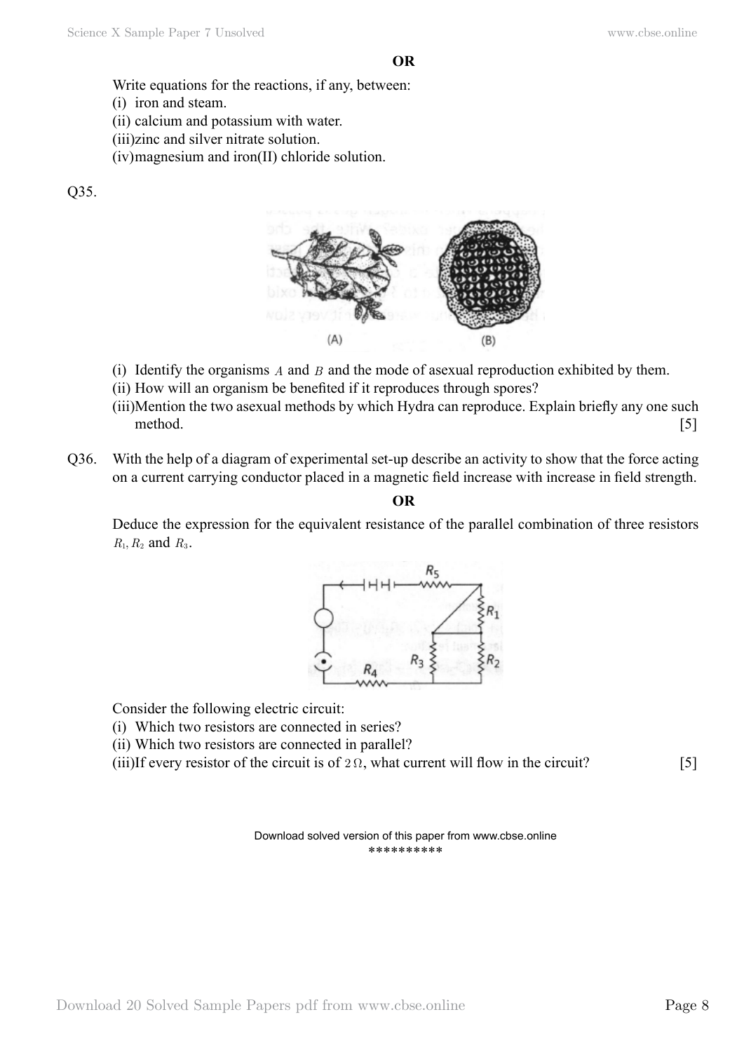**OR**

Write equations for the reactions, if any, between:

(i) iron and steam.

(ii) calcium and potassium with water.

(iii) zinc and silver nitrate solution.

(iv) magnesium and iron(II) chloride solution.

Q35.

(A) (B)

(i) Identify the organisms $A$ and $B$ and the mode of asexual reproduction exhibited by them.

(ii) How will an organism be benefited if it reproduces through spores?

(iii) Mention the two asexual methods by which Hydra can reproduce. Explain briefly any one such method. [5]

Q36. With the help of a diagram of experimental set-up describe an activity to show that the force acting on a current carrying conductor placed in a magnetic field increase with increase in field strength.

**OR**

Deduce the expression for the equivalent resistance of the parallel combination of three resistors $R_1$, $R_2$ and $R_3$.

$R_5$ $R_1$ $R_3$ $R_2$ $R_4$

Consider the following electric circuit:

(i) Which two resistors are connected in series?

(ii) Which two resistors are connected in parallel?

(iii) If every resistor of the circuit is of $2\,\Omega$, what current will flow in the circuit? [5]

Download solved version of this paper from www.cbse.online

**********